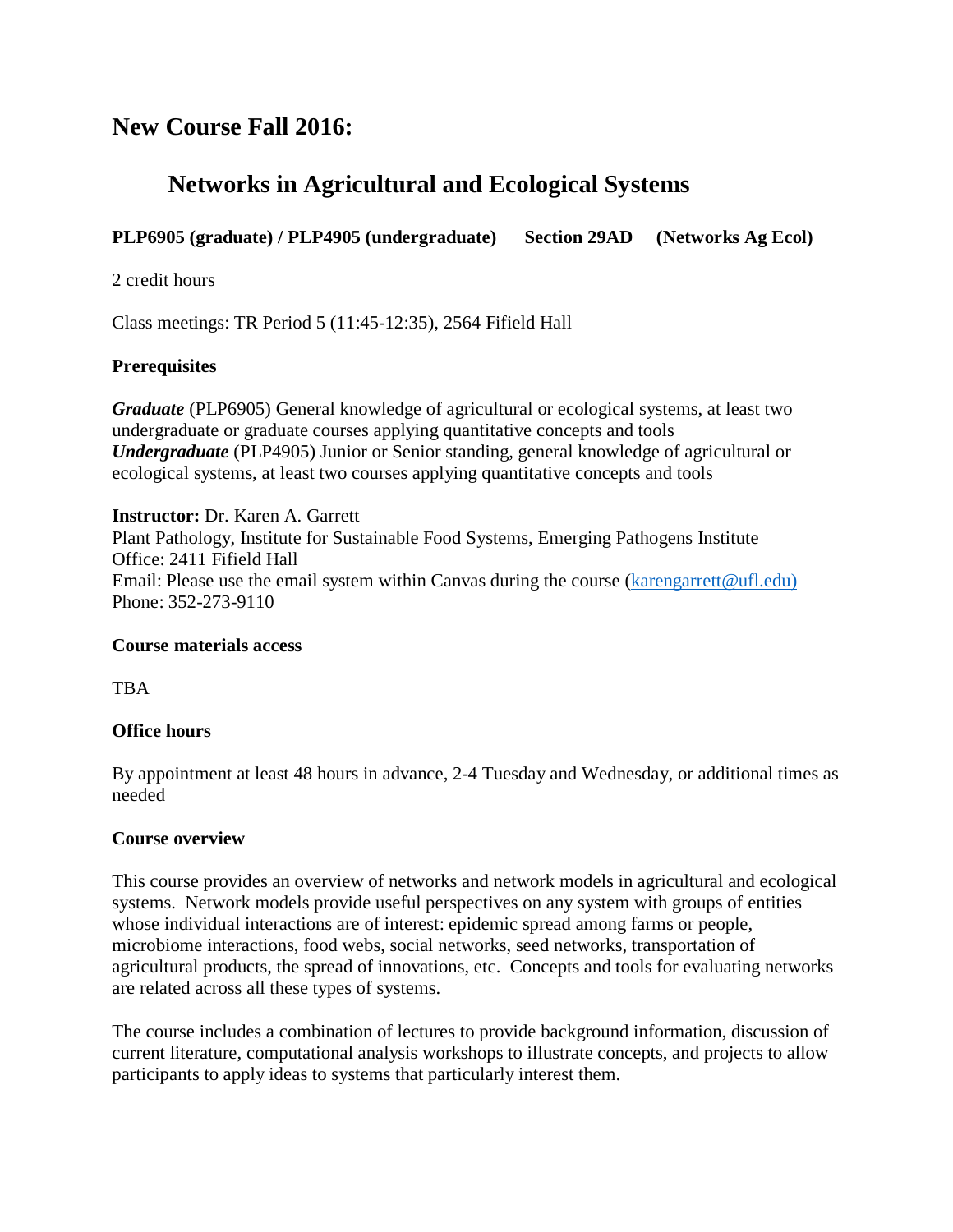# New Course Fall 2016:

## Networks in Agricultural and Ecological Systems

**PLP6905 (graduate) / PLP4905 (undergraduate)    Section 29AD    (Networks Ag Ecol)**

2 credit hours

Class meetings: TR Period 5 (11:45-12:35), 2564 Fifield Hall

### Prerequisites

***Graduate*** (PLP6905) General knowledge of agricultural or ecological systems, at least two undergraduate or graduate courses applying quantitative concepts and tools
***Undergraduate*** (PLP4905) Junior or Senior standing, general knowledge of agricultural or ecological systems, at least two courses applying quantitative concepts and tools

**Instructor:** Dr. Karen A. Garrett
Plant Pathology, Institute for Sustainable Food Systems, Emerging Pathogens Institute
Office: 2411 Fifield Hall
Email: Please use the email system within Canvas during the course (karengarrett@ufl.edu)
Phone: 352-273-9110

### Course materials access

TBA

### Office hours

By appointment at least 48 hours in advance, 2-4 Tuesday and Wednesday, or additional times as needed

### Course overview

This course provides an overview of networks and network models in agricultural and ecological systems. Network models provide useful perspectives on any system with groups of entities whose individual interactions are of interest: epidemic spread among farms or people, microbiome interactions, food webs, social networks, seed networks, transportation of agricultural products, the spread of innovations, etc. Concepts and tools for evaluating networks are related across all these types of systems.

The course includes a combination of lectures to provide background information, discussion of current literature, computational analysis workshops to illustrate concepts, and projects to allow participants to apply ideas to systems that particularly interest them.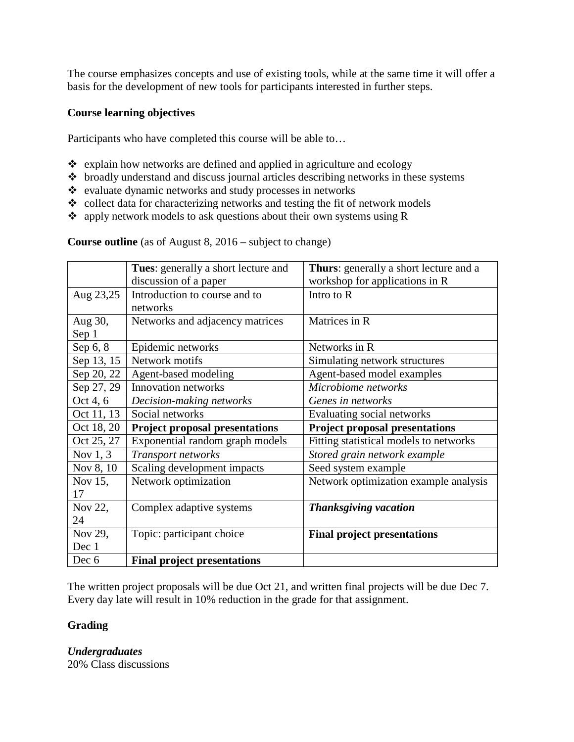The course emphasizes concepts and use of existing tools, while at the same time it will offer a basis for the development of new tools for participants interested in further steps.

**Course learning objectives**

Participants who have completed this course will be able to…

- explain how networks are defined and applied in agriculture and ecology
- broadly understand and discuss journal articles describing networks in these systems
- evaluate dynamic networks and study processes in networks
- collect data for characterizing networks and testing the fit of network models
- apply network models to ask questions about their own systems using R

**Course outline** (as of August 8, 2016 – subject to change)

| | **Tues**: generally a short lecture and discussion of a paper | **Thurs**: generally a short lecture and a workshop for applications in R |
|---|---|---|
| Aug 23,25 | Introduction to course and to networks | Intro to R |
| Aug 30, Sep 1 | Networks and adjacency matrices | Matrices in R |
| Sep 6, 8 | Epidemic networks | Networks in R |
| Sep 13, 15 | Network motifs | Simulating network structures |
| Sep 20, 22 | Agent-based modeling | Agent-based model examples |
| Sep 27, 29 | Innovation networks | *Microbiome networks* |
| Oct 4, 6 | *Decision-making networks* | *Genes in networks* |
| Oct 11, 13 | Social networks | Evaluating social networks |
| Oct 18, 20 | **Project proposal presentations** | **Project proposal presentations** |
| Oct 25, 27 | Exponential random graph models | Fitting statistical models to networks |
| Nov 1, 3 | *Transport networks* | *Stored grain network example* |
| Nov 8, 10 | Scaling development impacts | Seed system example |
| Nov 15, 17 | Network optimization | Network optimization example analysis |
| Nov 22, 24 | Complex adaptive systems | ***Thanksgiving vacation*** |
| Nov 29, Dec 1 | Topic: participant choice | **Final project presentations** |
| Dec 6 | **Final project presentations** | |

The written project proposals will be due Oct 21, and written final projects will be due Dec 7. Every day late will result in 10% reduction in the grade for that assignment.

**Grading**

***Undergraduates***
20% Class discussions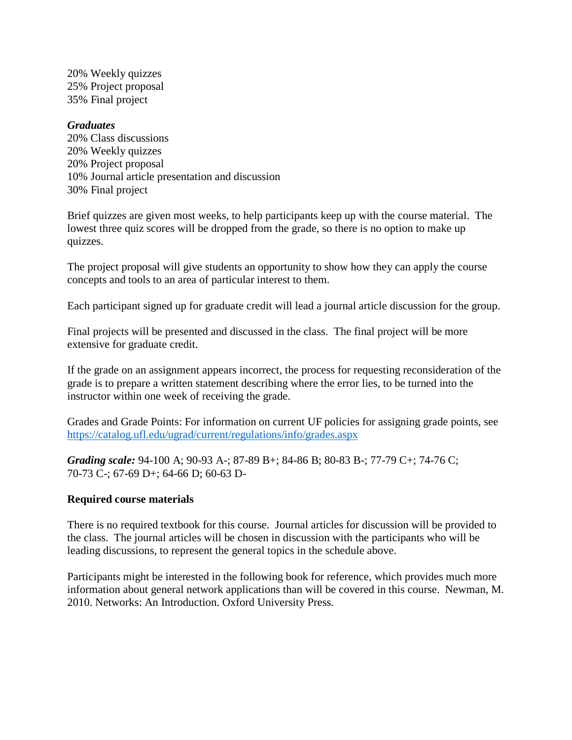20% Weekly quizzes
25% Project proposal
35% Final project

***Graduates***
20% Class discussions
20% Weekly quizzes
20% Project proposal
10% Journal article presentation and discussion
30% Final project

Brief quizzes are given most weeks, to help participants keep up with the course material. The lowest three quiz scores will be dropped from the grade, so there is no option to make up quizzes.

The project proposal will give students an opportunity to show how they can apply the course concepts and tools to an area of particular interest to them.

Each participant signed up for graduate credit will lead a journal article discussion for the group.

Final projects will be presented and discussed in the class. The final project will be more extensive for graduate credit.

If the grade on an assignment appears incorrect, the process for requesting reconsideration of the grade is to prepare a written statement describing where the error lies, to be turned into the instructor within one week of receiving the grade.

Grades and Grade Points: For information on current UF policies for assigning grade points, see [https://catalog.ufl.edu/ugrad/current/regulations/info/grades.aspx](https://catalog.ufl.edu/ugrad/current/regulations/info/grades.aspx)

***Grading scale:*** 94-100 A; 90-93 A-; 87-89 B+; 84-86 B; 80-83 B-; 77-79 C+; 74-76 C; 70-73 C-; 67-69 D+; 64-66 D; 60-63 D-

**Required course materials**

There is no required textbook for this course. Journal articles for discussion will be provided to the class. The journal articles will be chosen in discussion with the participants who will be leading discussions, to represent the general topics in the schedule above.

Participants might be interested in the following book for reference, which provides much more information about general network applications than will be covered in this course. Newman, M. 2010. Networks: An Introduction. Oxford University Press.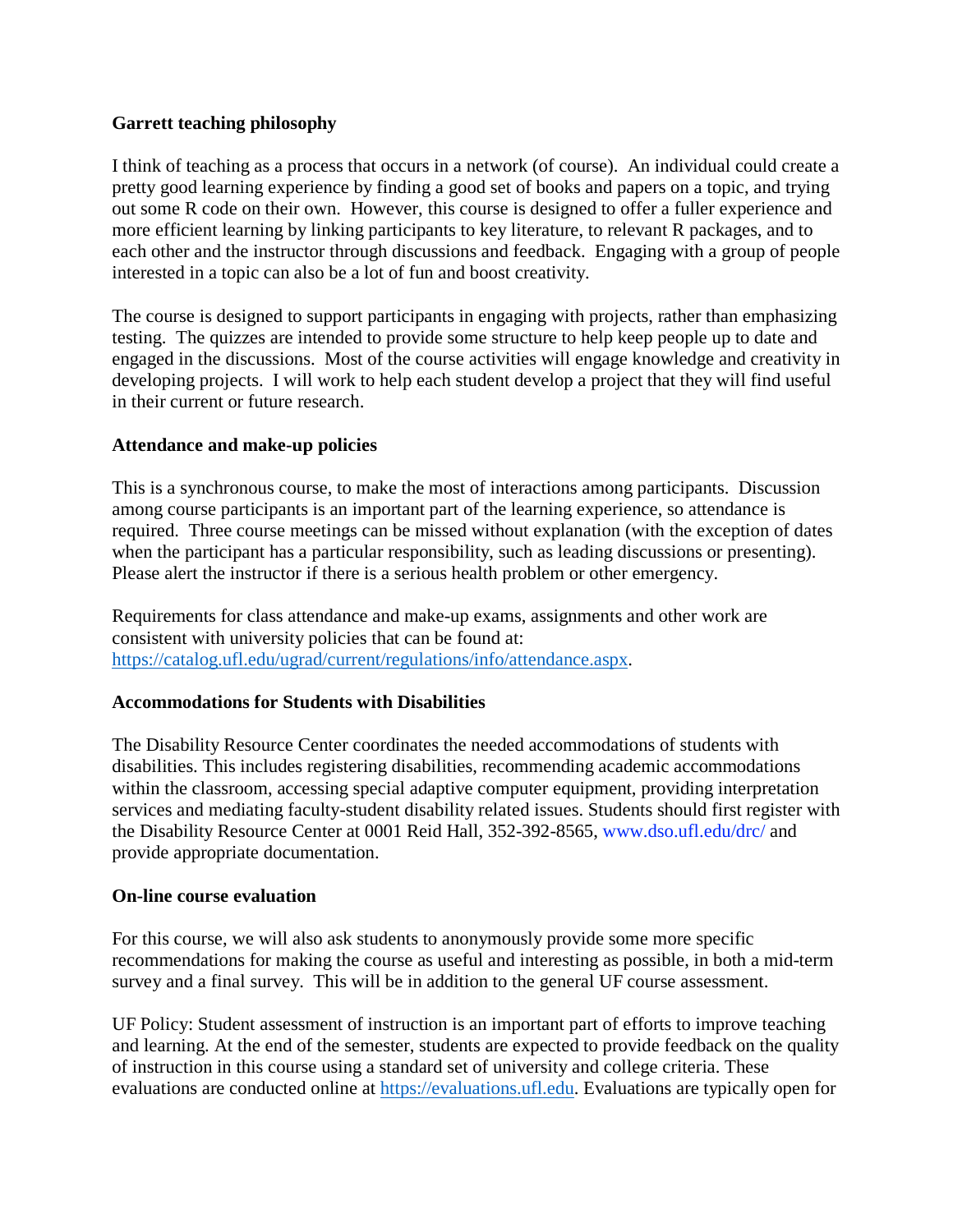**Garrett teaching philosophy**

I think of teaching as a process that occurs in a network (of course). An individual could create a pretty good learning experience by finding a good set of books and papers on a topic, and trying out some R code on their own. However, this course is designed to offer a fuller experience and more efficient learning by linking participants to key literature, to relevant R packages, and to each other and the instructor through discussions and feedback. Engaging with a group of people interested in a topic can also be a lot of fun and boost creativity.

The course is designed to support participants in engaging with projects, rather than emphasizing testing. The quizzes are intended to provide some structure to help keep people up to date and engaged in the discussions. Most of the course activities will engage knowledge and creativity in developing projects. I will work to help each student develop a project that they will find useful in their current or future research.

**Attendance and make-up policies**

This is a synchronous course, to make the most of interactions among participants. Discussion among course participants is an important part of the learning experience, so attendance is required. Three course meetings can be missed without explanation (with the exception of dates when the participant has a particular responsibility, such as leading discussions or presenting). Please alert the instructor if there is a serious health problem or other emergency.

Requirements for class attendance and make-up exams, assignments and other work are consistent with university policies that can be found at: https://catalog.ufl.edu/ugrad/current/regulations/info/attendance.aspx.

**Accommodations for Students with Disabilities**

The Disability Resource Center coordinates the needed accommodations of students with disabilities. This includes registering disabilities, recommending academic accommodations within the classroom, accessing special adaptive computer equipment, providing interpretation services and mediating faculty-student disability related issues. Students should first register with the Disability Resource Center at 0001 Reid Hall, 352-392-8565, www.dso.ufl.edu/drc/ and provide appropriate documentation.

**On-line course evaluation**

For this course, we will also ask students to anonymously provide some more specific recommendations for making the course as useful and interesting as possible, in both a mid-term survey and a final survey. This will be in addition to the general UF course assessment.

UF Policy: Student assessment of instruction is an important part of efforts to improve teaching and learning. At the end of the semester, students are expected to provide feedback on the quality of instruction in this course using a standard set of university and college criteria. These evaluations are conducted online at https://evaluations.ufl.edu. Evaluations are typically open for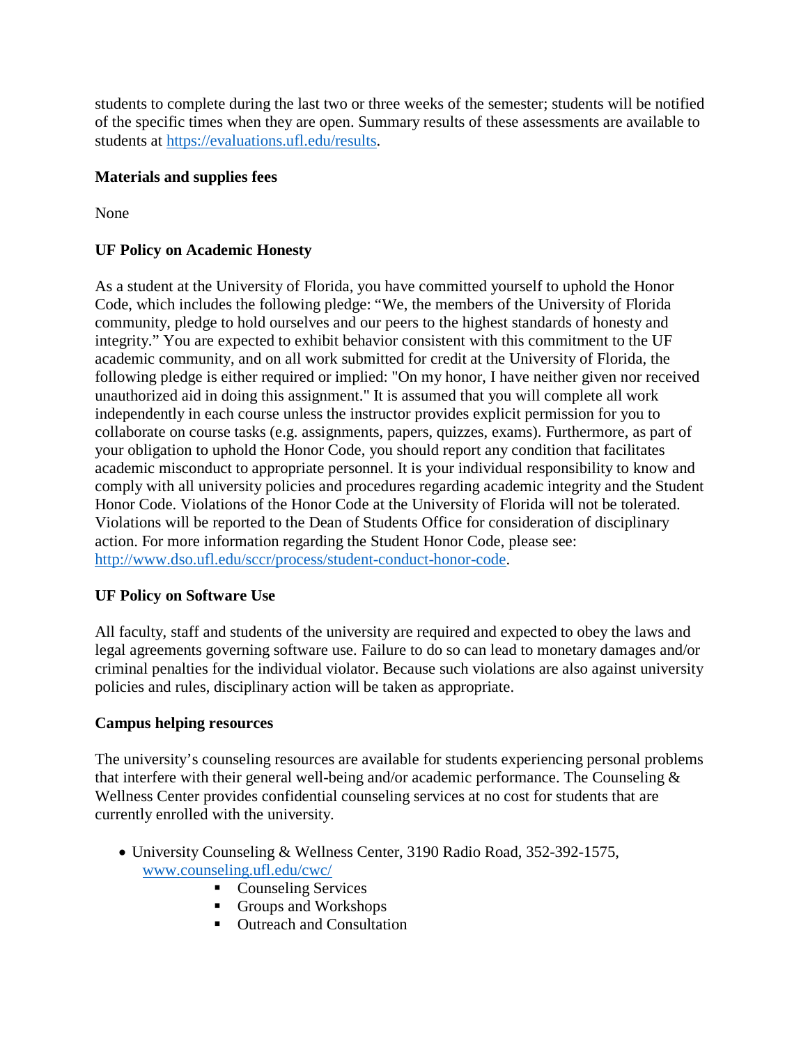students to complete during the last two or three weeks of the semester; students will be notified of the specific times when they are open. Summary results of these assessments are available to students at [https://evaluations.ufl.edu/results](https://evaluations.ufl.edu/results).

**Materials and supplies fees**

None

**UF Policy on Academic Honesty**

As a student at the University of Florida, you have committed yourself to uphold the Honor Code, which includes the following pledge: "We, the members of the University of Florida community, pledge to hold ourselves and our peers to the highest standards of honesty and integrity." You are expected to exhibit behavior consistent with this commitment to the UF academic community, and on all work submitted for credit at the University of Florida, the following pledge is either required or implied: "On my honor, I have neither given nor received unauthorized aid in doing this assignment." It is assumed that you will complete all work independently in each course unless the instructor provides explicit permission for you to collaborate on course tasks (e.g. assignments, papers, quizzes, exams). Furthermore, as part of your obligation to uphold the Honor Code, you should report any condition that facilitates academic misconduct to appropriate personnel. It is your individual responsibility to know and comply with all university policies and procedures regarding academic integrity and the Student Honor Code. Violations of the Honor Code at the University of Florida will not be tolerated. Violations will be reported to the Dean of Students Office for consideration of disciplinary action. For more information regarding the Student Honor Code, please see: [http://www.dso.ufl.edu/sccr/process/student-conduct-honor-code](http://www.dso.ufl.edu/sccr/process/student-conduct-honor-code).

**UF Policy on Software Use**

All faculty, staff and students of the university are required and expected to obey the laws and legal agreements governing software use. Failure to do so can lead to monetary damages and/or criminal penalties for the individual violator. Because such violations are also against university policies and rules, disciplinary action will be taken as appropriate.

**Campus helping resources**

The university's counseling resources are available for students experiencing personal problems that interfere with their general well-being and/or academic performance. The Counseling & Wellness Center provides confidential counseling services at no cost for students that are currently enrolled with the university.

- University Counseling & Wellness Center, 3190 Radio Road, 352-392-1575, [www.counseling.ufl.edu/cwc/](http://www.counseling.ufl.edu/cwc/)
    - Counseling Services
    - Groups and Workshops
    - Outreach and Consultation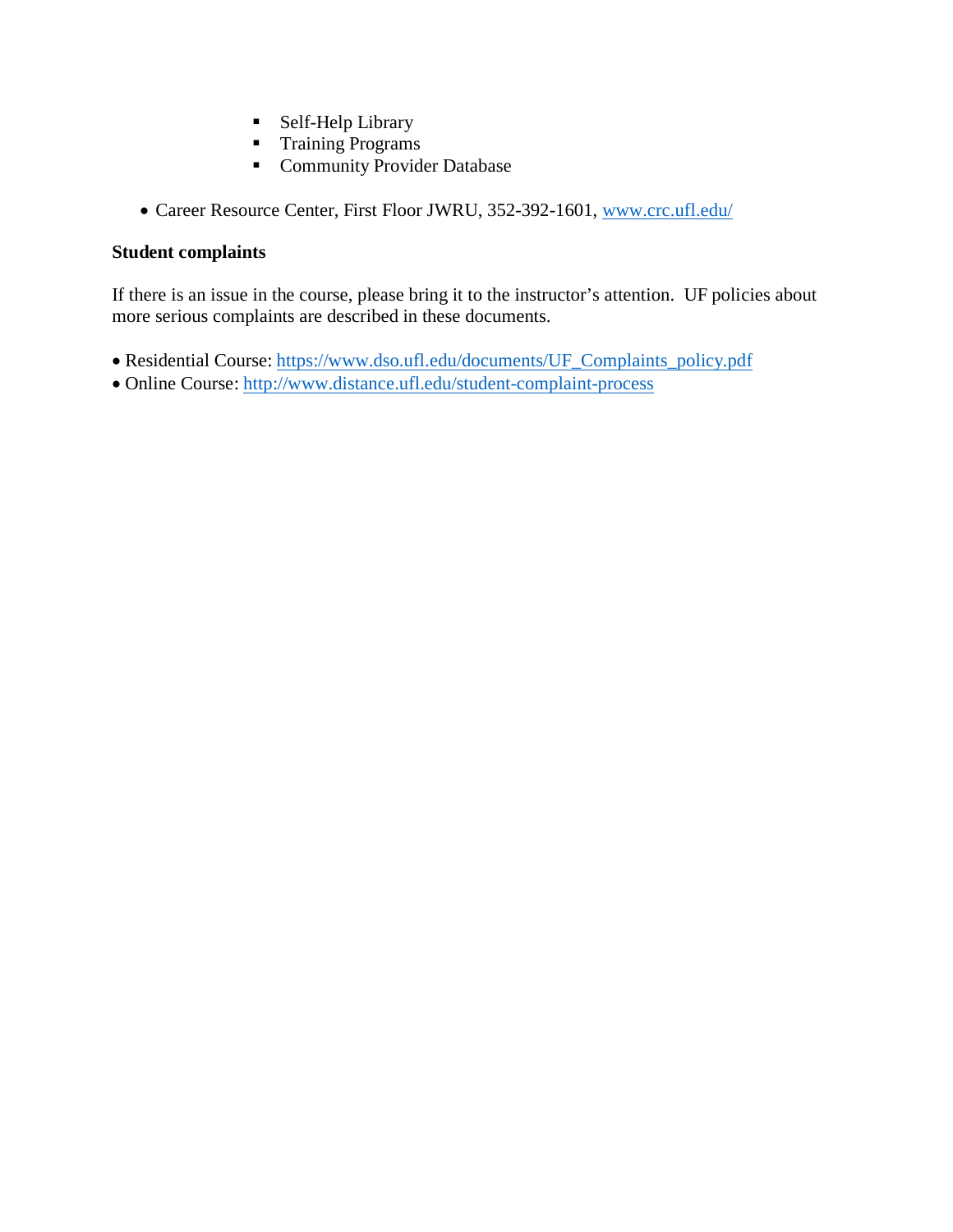- Self-Help Library
    - Training Programs
    - Community Provider Database

- Career Resource Center, First Floor JWRU, 352-392-1601, www.crc.ufl.edu/

**Student complaints**

If there is an issue in the course, please bring it to the instructor's attention. UF policies about more serious complaints are described in these documents.

- Residential Course: https://www.dso.ufl.edu/documents/UF_Complaints_policy.pdf
- Online Course: http://www.distance.ufl.edu/student-complaint-process